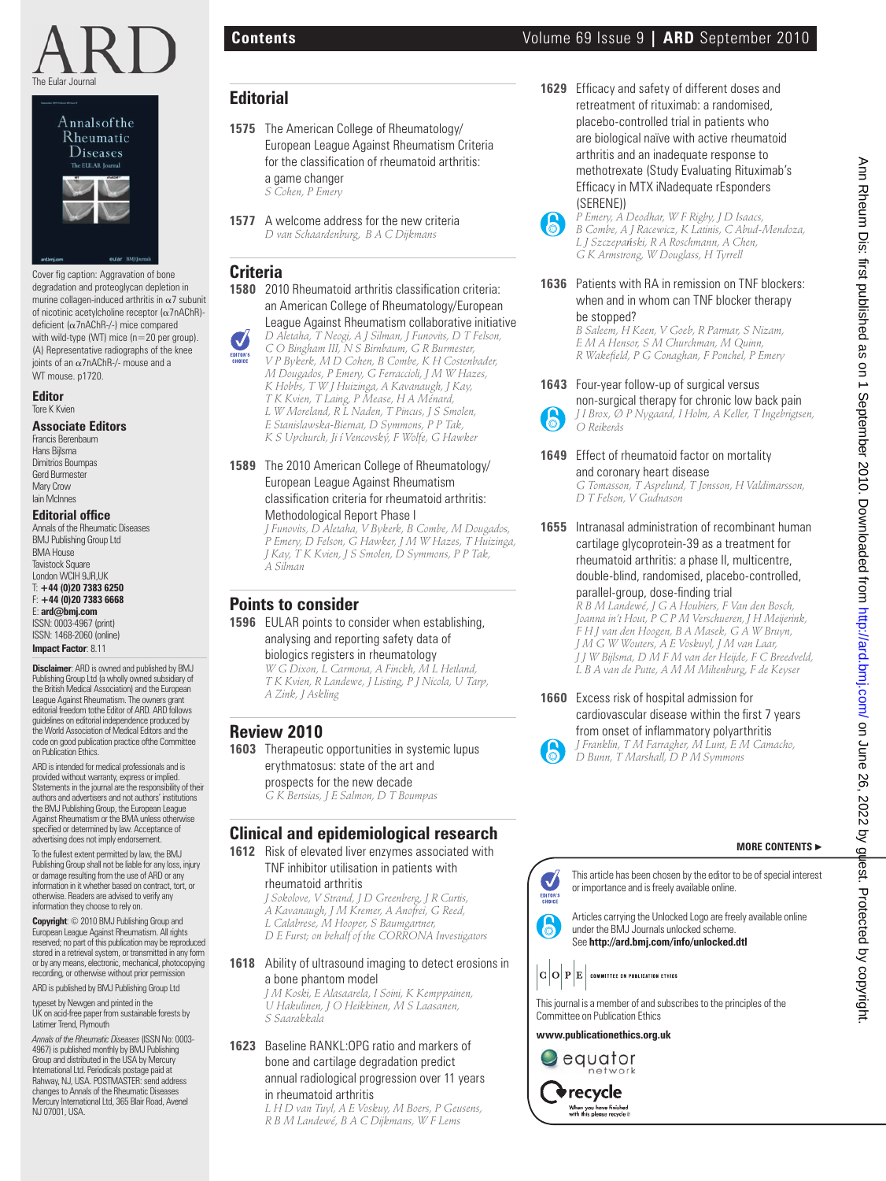# ARD

The Eular Journal

Cover fig caption: Aggravation of bone degradation and proteoglycan depletion in murine collagen-induced arthritis in α7 subunit of nicotinic acetylcholine receptor (α7nAChR)-deficient (α7nAChR-/-) mice compared with wild-type (WT) mice (n=20 per group). (A) Representative radiographs of the knee joints of an α7nAChR-/- mouse and a WT mouse. p1720.

**Editor**
Tore K Kvien

**Associate Editors**
Francis Berenbaum
Hans Bijlsma
Dimitrios Boumpas
Gerd Burmester
Mary Crow
Iain McInnes

**Editorial office**
Annals of the Rheumatic Diseases
BMJ Publishing Group Ltd
BMA House
Tavistock Square
London WCIH 9JR,UK
T: **+44 (0)20 7383 6250**
F: **+44 (0)20 7383 6668**
E: **ard@bmj.com**
ISSN: 0003-4967 (print)
ISSN: 1468-2060 (online)
**Impact Factor**: 8.11

**Disclaimer**: ARD is owned and published by BMJ Publishing Group Ltd (a wholly owned subsidiary of the British Medical Association) and the European League Against Rheumatism. The owners grant editorial freedom tothe Editor of ARD. ARD follows guidelines on editorial independence produced by the World Association of Medical Editors and the code on good publication practice ofthe Committee on Publication Ethics.

ARD is intended for medical professionals and is provided without warranty, express or implied. Statements in the journal are the responsibility of their authors and advertisers and not authors' institutions the BMJ Publishing Group, the European League Against Rheumatism or the BMA unless otherwise specified or determined by law. Acceptance of advertising does not imply endorsement.

To the fullest extent permitted by law, the BMJ Publishing Group shall not be liable for any loss, injury or damage resulting from the use of ARD or any information in it whether based on contract, tort, or otherwise. Readers are advised to verify any information they choose to rely on.

**Copyright**: © 2010 BMJ Publishing Group and European League Against Rheumatism. All rights reserved; no part of this publication may be reproduced stored in a retrieval system, or transmitted in any form or by any means, electronic, mechanical, photocopying recording, or otherwise without prior permission

ARD is published by BMJ Publishing Group Ltd

typeset by Newgen and printed in the UK on acid-free paper from sustainable forests by Latimer Trend, Plymouth

*Annals of the Rheumatic Diseases* (ISSN No: 0003-4967) is published monthly by BMJ Publishing Group and distributed in the USA by Mercury International Ltd. Periodicals postage paid at Rahway, NJ, USA. POSTMASTER: send address changes to Annals of the Rheumatic Diseases Mercury International Ltd, 365 Blair Road, Avenel NJ 07001, USA.

# Contents

## Editorial

**1575** The American College of Rheumatology/European League Against Rheumatism Criteria for the classification of rheumatoid arthritis: a game changer
*S Cohen, P Emery*

**1577** A welcome address for the new criteria
*D van Schaardenburg, B A C Dijkmans*

## Criteria

**1580** 2010 Rheumatoid arthritis classification criteria: an American College of Rheumatology/European League Against Rheumatism collaborative initiative (EDITOR'S CHOICE)
*D Aletaha, T Neogi, A J Silman, J Funovits, D T Felson, C O Bingham III, N S Birnbaum, G R Burmester, V P Bykerk, M D Cohen, B Combe, K H Costenbader, M Dougados, P Emery, G Ferraccioli, J M W Hazes, K Hobbs, T W J Huizinga, A Kavanaugh, J Kay, T K Kvien, T Laing, P Mease, H A Ménard, L W Moreland, R L Naden, T Pincus, J S Smolen, E Stanislawska-Biernat, D Symmons, P P Tak, K S Upchurch, Jiří Vencovský, F Wolfe, G Hawker*

**1589** The 2010 American College of Rheumatology/European League Against Rheumatism classification criteria for rheumatoid arthritis: Methodological Report Phase I
*J Funovits, D Aletaha, V Bykerk, B Combe, M Dougados, P Emery, D Felson, G Hawker, J M W Hazes, T Huizinga, J Kay, T K Kvien, J S Smolen, D Symmons, P P Tak, A Silman*

## Points to consider

**1596** EULAR points to consider when establishing, analysing and reporting safety data of biologics registers in rheumatology
*W G Dixon, L Carmona, A Finckh, M L Hetland, T K Kvien, R Landewe, J Listing, P J Nicola, U Tarp, A Zink, J Askling*

## Review 2010

**1603** Therapeutic opportunities in systemic lupus erythmatosus: state of the art and prospects for the new decade
*G K Bertsias, J E Salmon, D T Boumpas*

## Clinical and epidemiological research

**1612** Risk of elevated liver enzymes associated with TNF inhibitor utilisation in patients with rheumatoid arthritis
*J Sokolove, V Strand, J D Greenberg, J R Curtis, A Kavanaugh, J M Kremer, A Anofrei, G Reed, L Calabrese, M Hooper, S Baumgartner, D E Furst; on behalf of the CORRONA Investigators*

**1618** Ability of ultrasound imaging to detect erosions in a bone phantom model
*J M Koski, E Alasaarela, I Soini, K Kemppainen, U Hakulinen, J O Heikkinen, M S Laasanen, S Saarakkala*

**1623** Baseline RANKL:OPG ratio and markers of bone and cartilage degradation predict annual radiological progression over 11 years in rheumatoid arthritis
*L H D van Tuyl, A E Voskuyl, M Boers, P Geusens, R B M Landewé, B A C Dijkmans, W F Lems*

**1629** Efficacy and safety of different doses and retreatment of rituximab: a randomised, placebo-controlled trial in patients who are biological naïve with active rheumatoid arthritis and an inadequate response to methotrexate (Study Evaluating Rituximab's Efficacy in MTX iNadequate rEsponders (SERENE)) (Unlocked)
*P Emery, A Deodhar, W F Rigby, J D Isaacs, B Combe, A J Racewicz, K Latinis, C Abud-Mendoza, L J Szczepański, R A Roschmann, A Chen, G K Armstrong, W Douglass, H Tyrrell*

**1636** Patients with RA in remission on TNF blockers: when and in whom can TNF blocker therapy be stopped?
*B Saleem, H Keen, V Goeb, R Parmar, S Nizam, E M A Hensor, S M Churchman, M Quinn, R Wakefield, P G Conaghan, F Ponchel, P Emery*

**1643** Four-year follow-up of surgical versus non-surgical therapy for chronic low back pain (Unlocked)
*J I Brox, Ø P Nygaard, I Holm, A Keller, T Ingebrigtsen, O Reikerås*

**1649** Effect of rheumatoid factor on mortality and coronary heart disease
*G Tomasson, T Aspelund, T Jonsson, H Valdimarsson, D T Felson, V Gudnason*

**1655** Intranasal administration of recombinant human cartilage glycoprotein-39 as a treatment for rheumatoid arthritis: a phase II, multicentre, double-blind, randomised, placebo-controlled, parallel-group, dose-finding trial
*R B M Landewé, J G A Houbiers, F Van den Bosch, Joanna in't Hout, P C P M Verschueren, J H Meijerink, F H J van den Hoogen, B A Masek, G A W Bruyn, J M G W Wouters, A E Voskuyl, J M van Laar, J J W Bijlsma, D M F M van der Heijde, F C Breedveld, L B A van de Putte, A M M Miltenburg, F de Keyser*

**1660** Excess risk of hospital admission for cardiovascular disease within the first 7 years from onset of inflammatory polyarthritis (Unlocked)
*J Franklin, T M Farragher, M Lunt, E M Camacho, D Bunn, T Marshall, D P M Symmons*

**MORE CONTENTS ►**

EDITOR'S CHOICE: This article has been chosen by the editor to be of special interest or importance and is freely available online.

Articles carrying the Unlocked Logo are freely available online under the BMJ Journals unlocked scheme. See **http://ard.bmj.com/info/unlocked.dtl**

COPE COMMITTEE ON PUBLICATION ETHICS

This journal is a member of and subscribes to the principles of the Committee on Publication Ethics

**www.publicationethics.org.uk**

equator network

recycle — When you have finished with this please recycle it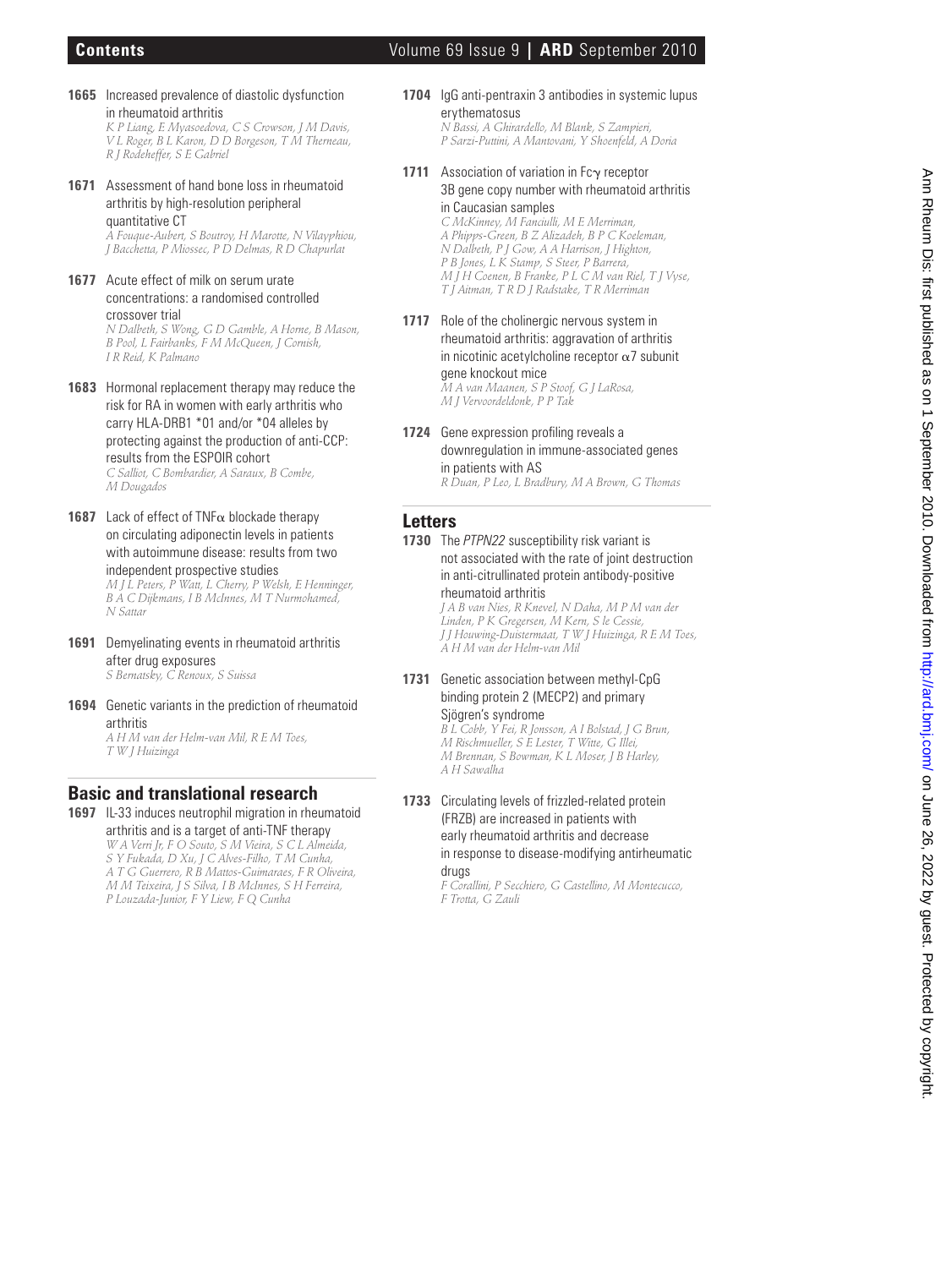# Contents

**1665** Increased prevalence of diastolic dysfunction in rheumatoid arthritis
*K P Liang, E Myasoedova, C S Crowson, J M Davis, V L Roger, B L Karon, D D Borgeson, T M Therneau, R J Rodeheffer, S E Gabriel*

**1671** Assessment of hand bone loss in rheumatoid arthritis by high-resolution peripheral quantitative CT
*A Fouque-Aubert, S Boutroy, H Marotte, N Vilayphiou, J Bacchetta, P Miossec, P D Delmas, R D Chapurlat*

**1677** Acute effect of milk on serum urate concentrations: a randomised controlled crossover trial
*N Dalbeth, S Wong, G D Gamble, A Horne, B Mason, B Pool, L Fairbanks, F M McQueen, J Cornish, I R Reid, K Palmano*

**1683** Hormonal replacement therapy may reduce the risk for RA in women with early arthritis who carry HLA-DRB1 *01 and/or *04 alleles by protecting against the production of anti-CCP: results from the ESPOIR cohort
*C Salliot, C Bombardier, A Saraux, B Combe, M Dougados*

**1687** Lack of effect of TNFα blockade therapy on circulating adiponectin levels in patients with autoimmune disease: results from two independent prospective studies
*M J L Peters, P Watt, L Cherry, P Welsh, E Henninger, B A C Dijkmans, I B McInnes, M T Nurmohamed, N Sattar*

**1691** Demyelinating events in rheumatoid arthritis after drug exposures
*S Bernatsky, C Renoux, S Suissa*

**1694** Genetic variants in the prediction of rheumatoid arthritis
*A H M van der Helm-van Mil, R E M Toes, T W J Huizinga*

## Basic and translational research

**1697** IL-33 induces neutrophil migration in rheumatoid arthritis and is a target of anti-TNF therapy
*W A Verri Jr, F O Souto, S M Vieira, S C L Almeida, S Y Fukada, D Xu, J C Alves-Filho, T M Cunha, A T G Guerrero, R B Mattos-Guimaraes, F R Oliveira, M M Teixeira, J S Silva, I B McInnes, S H Ferreira, P Louzada-Junior, F Y Liew, F Q Cunha*

**1704** IgG anti-pentraxin 3 antibodies in systemic lupus erythematosus
*N Bassi, A Ghirardello, M Blank, S Zampieri, P Sarzi-Puttini, A Mantovani, Y Shoenfeld, A Doria*

**1711** Association of variation in Fcγ receptor 3B gene copy number with rheumatoid arthritis in Caucasian samples
*C McKinney, M Fanciulli, M E Merriman, A Phipps-Green, B Z Alizadeh, B P C Koeleman, N Dalbeth, P J Gow, A A Harrison, J Highton, P B Jones, L K Stamp, S Steer, P Barrera, M J H Coenen, B Franke, P L C M van Riel, T J Vyse, T J Aitman, T R D J Radstake, T R Merriman*

**1717** Role of the cholinergic nervous system in rheumatoid arthritis: aggravation of arthritis in nicotinic acetylcholine receptor α7 subunit gene knockout mice
*M A van Maanen, S P Stoof, G J LaRosa, M J Vervoordeldonk, P P Tak*

**1724** Gene expression profiling reveals a downregulation in immune-associated genes in patients with AS
*R Duan, P Leo, L Bradbury, M A Brown, G Thomas*

## Letters

**1730** The *PTPN22* susceptibility risk variant is not associated with the rate of joint destruction in anti-citrullinated protein antibody-positive rheumatoid arthritis
*J A B van Nies, R Knevel, N Daha, M P M van der Linden, P K Gregersen, M Kern, S le Cessie, J J Houwing-Duistermaat, T W J Huizinga, R E M Toes, A H M van der Helm-van Mil*

**1731** Genetic association between methyl-CpG binding protein 2 (MECP2) and primary Sjögren's syndrome
*B L Cobb, Y Fei, R Jonsson, A I Bolstad, J G Brun, M Rischmueller, S E Lester, T Witte, G Illei, M Brennan, S Bowman, K L Moser, J B Harley, A H Sawalha*

**1733** Circulating levels of frizzled-related protein (FRZB) are increased in patients with early rheumatoid arthritis and decrease in response to disease-modifying antirheumatic drugs
*F Corallini, P Secchiero, G Castellino, M Montecucco, F Trotta, G Zauli*